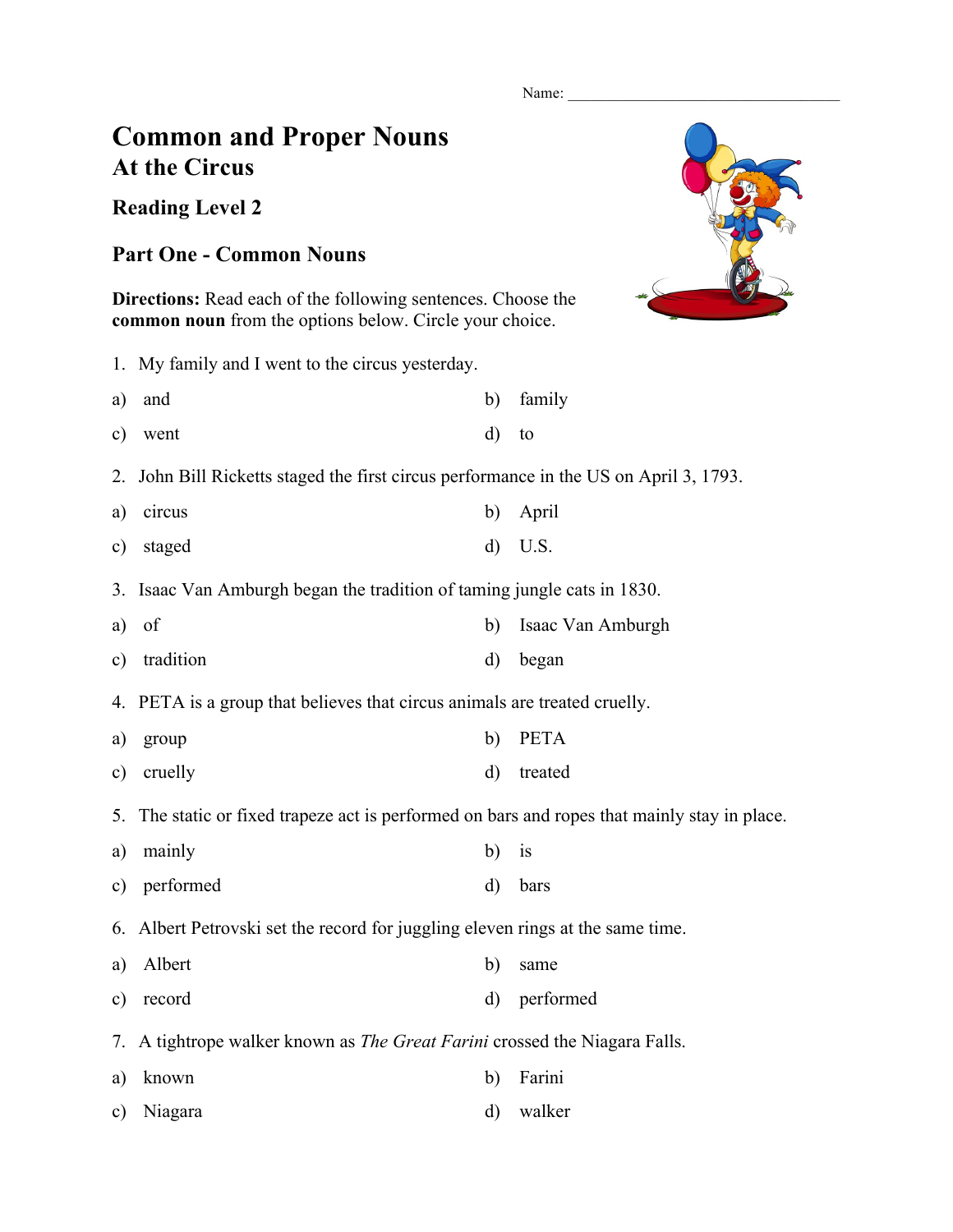Name: ___________________________________

# Common and Proper Nouns
## At the Circus

### Reading Level 2

### Part One - Common Nouns

**Directions:** Read each of the following sentences. Choose the **common noun** from the options below. Circle your choice.

1. My family and I went to the circus yesterday.

a) and  
b) family  
c) went  
d) to

2. John Bill Ricketts staged the first circus performance in the US on April 3, 1793.

a) circus  
b) April  
c) staged  
d) U.S.

3. Isaac Van Amburgh began the tradition of taming jungle cats in 1830.

a) of  
b) Isaac Van Amburgh  
c) tradition  
d) began

4. PETA is a group that believes that circus animals are treated cruelly.

a) group  
b) PETA  
c) cruelly  
d) treated

5. The static or fixed trapeze act is performed on bars and ropes that mainly stay in place.

a) mainly  
b) is  
c) performed  
d) bars

6. Albert Petrovski set the record for juggling eleven rings at the same time.

a) Albert  
b) same  
c) record  
d) performed

7. A tightrope walker known as *The Great Farini* crossed the Niagara Falls.

a) known  
b) Farini  
c) Niagara  
d) walker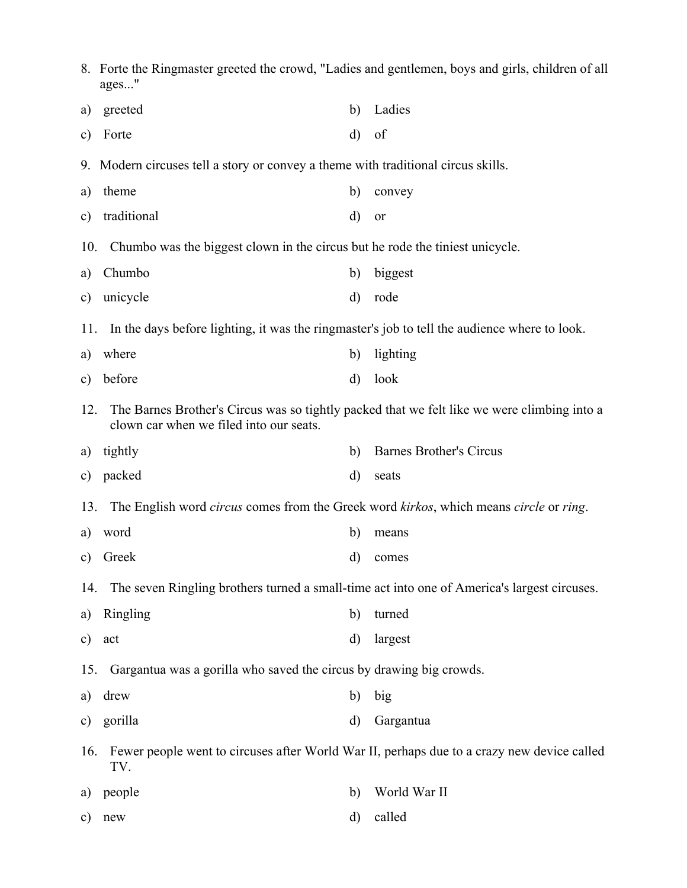8. Forte the Ringmaster greeted the crowd, "Ladies and gentlemen, boys and girls, children of all ages..."

a) greeted
b) Ladies
c) Forte
d) of

9. Modern circuses tell a story or convey a theme with traditional circus skills.

a) theme
b) convey
c) traditional
d) or

10. Chumbo was the biggest clown in the circus but he rode the tiniest unicycle.

a) Chumbo
b) biggest
c) unicycle
d) rode

11. In the days before lighting, it was the ringmaster's job to tell the audience where to look.

a) where
b) lighting
c) before
d) look

12. The Barnes Brother's Circus was so tightly packed that we felt like we were climbing into a clown car when we filed into our seats.

a) tightly
b) Barnes Brother's Circus
c) packed
d) seats

13. The English word *circus* comes from the Greek word *kirkos*, which means *circle* or *ring*.

a) word
b) means
c) Greek
d) comes

14. The seven Ringling brothers turned a small-time act into one of America's largest circuses.

a) Ringling
b) turned
c) act
d) largest

15. Gargantua was a gorilla who saved the circus by drawing big crowds.

a) drew
b) big
c) gorilla
d) Gargantua

16. Fewer people went to circuses after World War II, perhaps due to a crazy new device called TV.

a) people
b) World War II
c) new
d) called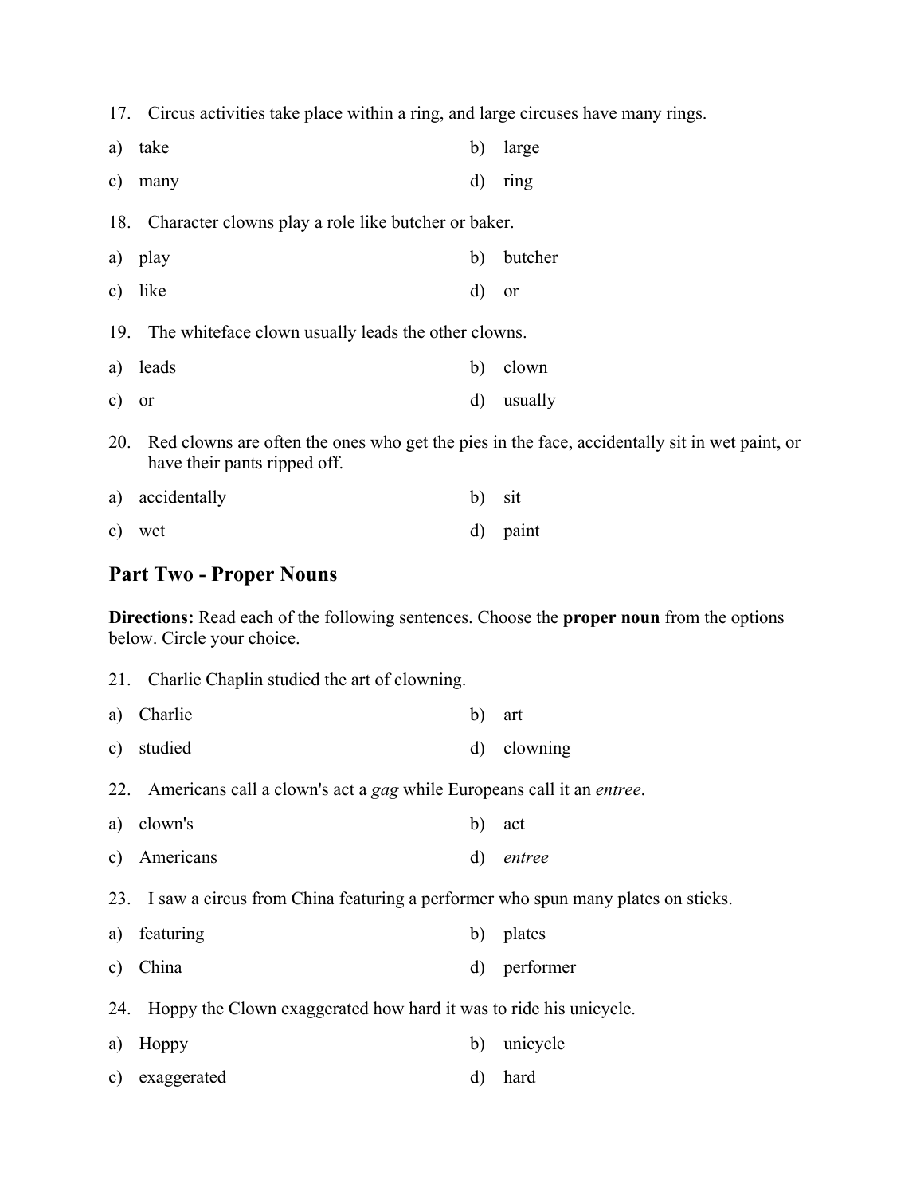17. Circus activities take place within a ring, and large circuses have many rings.

a) take

b) large

c) many

d) ring

18. Character clowns play a role like butcher or baker.

a) play

b) butcher

c) like

d) or

19. The whiteface clown usually leads the other clowns.

a) leads

b) clown

c) or

d) usually

20. Red clowns are often the ones who get the pies in the face, accidentally sit in wet paint, or have their pants ripped off.

a) accidentally

b) sit

c) wet

d) paint

## Part Two - Proper Nouns

**Directions:** Read each of the following sentences. Choose the **proper noun** from the options below. Circle your choice.

21. Charlie Chaplin studied the art of clowning.

a) Charlie

b) art

c) studied

d) clowning

22. Americans call a clown's act a *gag* while Europeans call it an *entree*.

a) clown's

b) act

c) Americans

d) *entree*

23. I saw a circus from China featuring a performer who spun many plates on sticks.

a) featuring

b) plates

c) China

d) performer

24. Hoppy the Clown exaggerated how hard it was to ride his unicycle.

a) Hoppy

b) unicycle

c) exaggerated

d) hard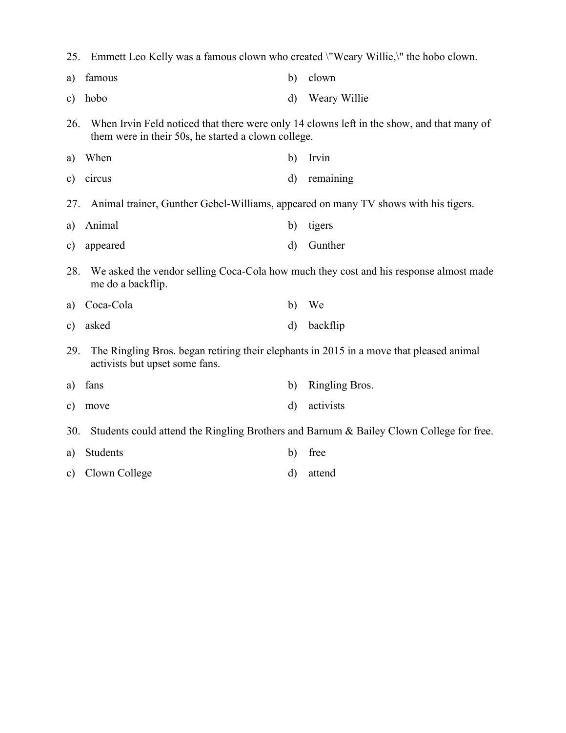25. Emmett Leo Kelly was a famous clown who created \"Weary Willie,\" the hobo clown.

a) famous
b) clown
c) hobo
d) Weary Willie

26. When Irvin Feld noticed that there were only 14 clowns left in the show, and that many of them were in their 50s, he started a clown college.

a) When
b) Irvin
c) circus
d) remaining

27. Animal trainer, Gunther Gebel-Williams, appeared on many TV shows with his tigers.

a) Animal
b) tigers
c) appeared
d) Gunther

28. We asked the vendor selling Coca-Cola how much they cost and his response almost made me do a backflip.

a) Coca-Cola
b) We
c) asked
d) backflip

29. The Ringling Bros. began retiring their elephants in 2015 in a move that pleased animal activists but upset some fans.

a) fans
b) Ringling Bros.
c) move
d) activists

30. Students could attend the Ringling Brothers and Barnum & Bailey Clown College for free.

a) Students
b) free
c) Clown College
d) attend